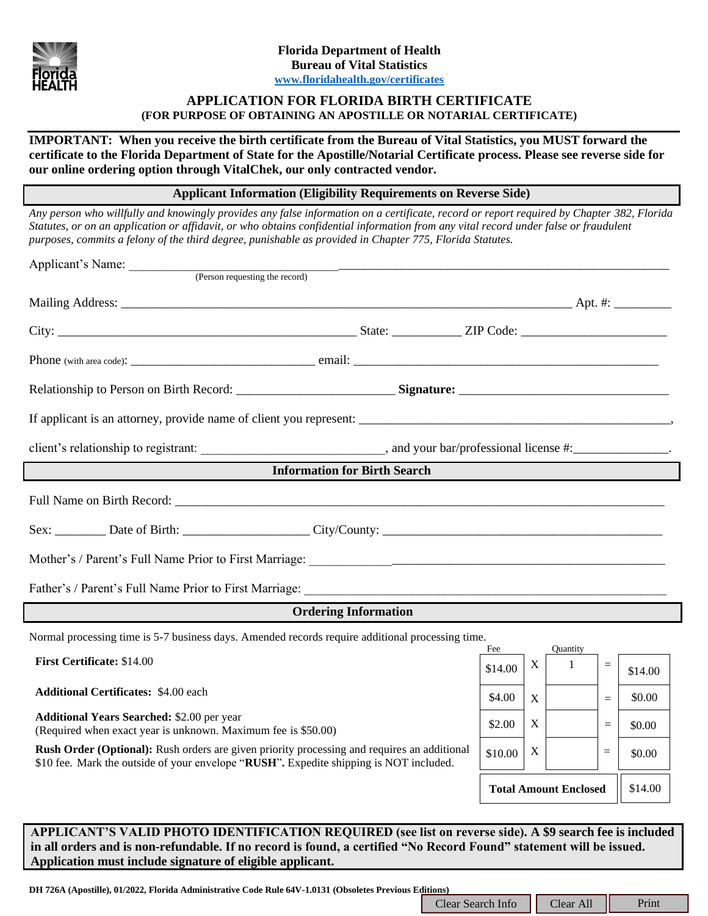**Florida Department of Health**
**Bureau of Vital Statistics**
www.floridahealth.gov/certificates

# APPLICATION FOR FLORIDA BIRTH CERTIFICATE
**(FOR PURPOSE OF OBTAINING AN APOSTILLE OR NOTARIAL CERTIFICATE)**

**IMPORTANT: When you receive the birth certificate from the Bureau of Vital Statistics, you MUST forward the certificate to the Florida Department of State for the Apostille/Notarial Certificate process. Please see reverse side for our online ordering option through VitalChek, our only contracted vendor.**

## Applicant Information (Eligibility Requirements on Reverse Side)

*Any person who willfully and knowingly provides any false information on a certificate, record or report required by Chapter 382, Florida Statutes, or on an application or affidavit, or who obtains confidential information from any vital record under false or fraudulent purposes, commits a felony of the third degree, punishable as provided in Chapter 775, Florida Statutes.*

Applicant's Name: ____________________________________________
(Person requesting the record)

Mailing Address: ____________________________________________ Apt. #: _________

City: ______________________________ State: ___________ ZIP Code: ________________

Phone (with area code): ______________________ email: ______________________________

Relationship to Person on Birth Record: ____________________ **Signature:** ____________________

If applicant is an attorney, provide name of client you represent: ______________________________,

client's relationship to registrant: ______________________, and your bar/professional license #:_______________.

## Information for Birth Search

Full Name on Birth Record: ____________________________________________

Sex: ________ Date of Birth: ____________________ City/County: ______________________________

Mother's / Parent's Full Name Prior to First Marriage: ______________________________

Father's / Parent's Full Name Prior to First Marriage: ______________________________

## Ordering Information

Normal processing time is 5-7 business days. Amended records require additional processing time.

| | Fee | | Quantity | | |
|---|---|---|---|---|---|
| **First Certificate:** $14.00 | $14.00 | X | 1 | = | $14.00 |
| **Additional Certificates:** $4.00 each | $4.00 | X | | = | $0.00 |
| **Additional Years Searched:** $2.00 per year (Required when exact year is unknown. Maximum fee is $50.00) | $2.00 | X | | = | $0.00 |
| **Rush Order (Optional):** Rush orders are given priority processing and requires an additional $10 fee. Mark the outside of your envelope "**RUSH**". Expedite shipping is NOT included. | $10.00 | X | | = | $0.00 |
| | **Total Amount Enclosed** | | | | $14.00 |

**APPLICANT'S VALID PHOTO IDENTIFICATION REQUIRED (see list on reverse side). A $9 search fee is included in all orders and is non-refundable. If no record is found, a certified "No Record Found" statement will be issued. Application must include signature of eligible applicant.**

**DH 726A (Apostille), 01/2022, Florida Administrative Code Rule 64V-1.0131 (Obsoletes Previous Editions)**

Clear Search Info | Clear All | Print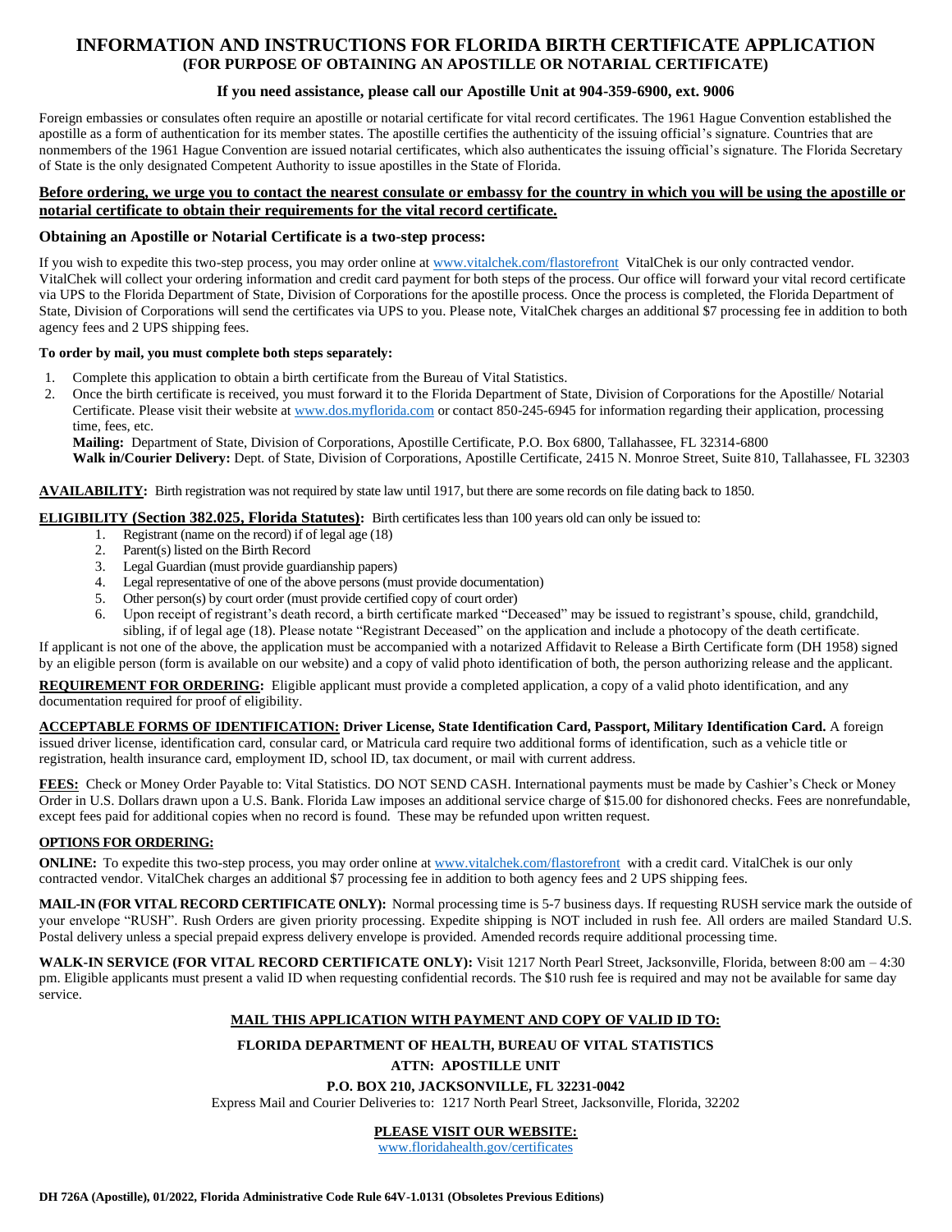# INFORMATION AND INSTRUCTIONS FOR FLORIDA BIRTH CERTIFICATE APPLICATION
## (FOR PURPOSE OF OBTAINING AN APOSTILLE OR NOTARIAL CERTIFICATE)

**If you need assistance, please call our Apostille Unit at 904-359-6900, ext. 9006**

Foreign embassies or consulates often require an apostille or notarial certificate for vital record certificates. The 1961 Hague Convention established the apostille as a form of authentication for its member states. The apostille certifies the authenticity of the issuing official's signature. Countries that are nonmembers of the 1961 Hague Convention are issued notarial certificates, which also authenticates the issuing official's signature. The Florida Secretary of State is the only designated Competent Authority to issue apostilles in the State of Florida.

**Before ordering, we urge you to contact the nearest consulate or embassy for the country in which you will be using the apostille or notarial certificate to obtain their requirements for the vital record certificate.**

### Obtaining an Apostille or Notarial Certificate is a two-step process:

If you wish to expedite this two-step process, you may order online at www.vitalchek.com/flastorefront VitalChek is our only contracted vendor. VitalChek will collect your ordering information and credit card payment for both steps of the process. Our office will forward your vital record certificate via UPS to the Florida Department of State, Division of Corporations for the apostille process. Once the process is completed, the Florida Department of State, Division of Corporations will send the certificates via UPS to you. Please note, VitalChek charges an additional $7 processing fee in addition to both agency fees and 2 UPS shipping fees.

**To order by mail, you must complete both steps separately:**

1. Complete this application to obtain a birth certificate from the Bureau of Vital Statistics.
2. Once the birth certificate is received, you must forward it to the Florida Department of State, Division of Corporations for the Apostille/ Notarial Certificate. Please visit their website at www.dos.myflorida.com or contact 850-245-6945 for information regarding their application, processing time, fees, etc.

   **Mailing:** Department of State, Division of Corporations, Apostille Certificate, P.O. Box 6800, Tallahassee, FL 32314-6800
   **Walk in/Courier Delivery:** Dept. of State, Division of Corporations, Apostille Certificate, 2415 N. Monroe Street, Suite 810, Tallahassee, FL 32303

**AVAILABILITY:** Birth registration was not required by state law until 1917, but there are some records on file dating back to 1850.

**ELIGIBILITY (Section 382.025, Florida Statutes):** Birth certificates less than 100 years old can only be issued to:

1. Registrant (name on the record) if of legal age (18)
2. Parent(s) listed on the Birth Record
3. Legal Guardian (must provide guardianship papers)
4. Legal representative of one of the above persons (must provide documentation)
5. Other person(s) by court order (must provide certified copy of court order)
6. Upon receipt of registrant's death record, a birth certificate marked "Deceased" may be issued to registrant's spouse, child, grandchild, sibling, if of legal age (18). Please notate "Registrant Deceased" on the application and include a photocopy of the death certificate.

If applicant is not one of the above, the application must be accompanied with a notarized Affidavit to Release a Birth Certificate form (DH 1958) signed by an eligible person (form is available on our website) and a copy of valid photo identification of both, the person authorizing release and the applicant.

**REQUIREMENT FOR ORDERING:** Eligible applicant must provide a completed application, a copy of a valid photo identification, and any documentation required for proof of eligibility.

**ACCEPTABLE FORMS OF IDENTIFICATION: Driver License, State Identification Card, Passport, Military Identification Card.** A foreign issued driver license, identification card, consular card, or Matricula card require two additional forms of identification, such as a vehicle title or registration, health insurance card, employment ID, school ID, tax document, or mail with current address.

**FEES:** Check or Money Order Payable to: Vital Statistics. DO NOT SEND CASH. International payments must be made by Cashier's Check or Money Order in U.S. Dollars drawn upon a U.S. Bank. Florida Law imposes an additional service charge of $15.00 for dishonored checks. Fees are nonrefundable, except fees paid for additional copies when no record is found. These may be refunded upon written request.

**OPTIONS FOR ORDERING:**

**ONLINE:** To expedite this two-step process, you may order online at www.vitalchek.com/flastorefront with a credit card. VitalChek is our only contracted vendor. VitalChek charges an additional $7 processing fee in addition to both agency fees and 2 UPS shipping fees.

**MAIL-IN (FOR VITAL RECORD CERTIFICATE ONLY):** Normal processing time is 5-7 business days. If requesting RUSH service mark the outside of your envelope "RUSH". Rush Orders are given priority processing. Expedite shipping is NOT included in rush fee. All orders are mailed Standard U.S. Postal delivery unless a special prepaid express delivery envelope is provided. Amended records require additional processing time.

**WALK-IN SERVICE (FOR VITAL RECORD CERTIFICATE ONLY):** Visit 1217 North Pearl Street, Jacksonville, Florida, between 8:00 am – 4:30 pm. Eligible applicants must present a valid ID when requesting confidential records. The $10 rush fee is required and may not be available for same day service.

**MAIL THIS APPLICATION WITH PAYMENT AND COPY OF VALID ID TO:**

**FLORIDA DEPARTMENT OF HEALTH, BUREAU OF VITAL STATISTICS**

**ATTN: APOSTILLE UNIT**

**P.O. BOX 210, JACKSONVILLE, FL 32231-0042**

Express Mail and Courier Deliveries to: 1217 North Pearl Street, Jacksonville, Florida, 32202

**PLEASE VISIT OUR WEBSITE:**

www.floridahealth.gov/certificates

**DH 726A (Apostille), 01/2022, Florida Administrative Code Rule 64V-1.0131 (Obsoletes Previous Editions)**